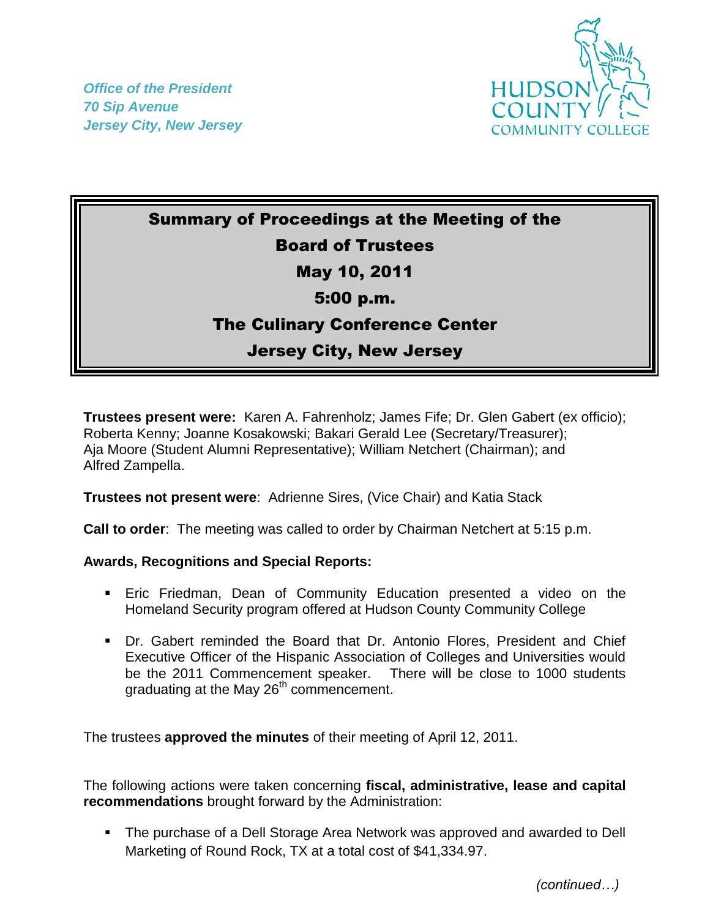*Office of the President*
*70 Sip Avenue*
*Jersey City, New Jersey*

HUDSON COUNTY COMMUNITY COLLEGE

# Summary of Proceedings at the Meeting of the Board of Trustees

## May 10, 2011

## 5:00 p.m.

## The Culinary Conference Center

## Jersey City, New Jersey

**Trustees present were:** Karen A. Fahrenholz; James Fife; Dr. Glen Gabert (ex officio); Roberta Kenny; Joanne Kosakowski; Bakari Gerald Lee (Secretary/Treasurer); Aja Moore (Student Alumni Representative); William Netchert (Chairman); and Alfred Zampella.

**Trustees not present were**: Adrienne Sires, (Vice Chair) and Katia Stack

**Call to order**: The meeting was called to order by Chairman Netchert at 5:15 p.m.

**Awards, Recognitions and Special Reports:**

- Eric Friedman, Dean of Community Education presented a video on the Homeland Security program offered at Hudson County Community College
- Dr. Gabert reminded the Board that Dr. Antonio Flores, President and Chief Executive Officer of the Hispanic Association of Colleges and Universities would be the 2011 Commencement speaker. There will be close to 1000 students graduating at the May 26th commencement.

The trustees **approved the minutes** of their meeting of April 12, 2011.

The following actions were taken concerning **fiscal, administrative, lease and capital recommendations** brought forward by the Administration:

- The purchase of a Dell Storage Area Network was approved and awarded to Dell Marketing of Round Rock, TX at a total cost of $41,334.97.

*(continued…)*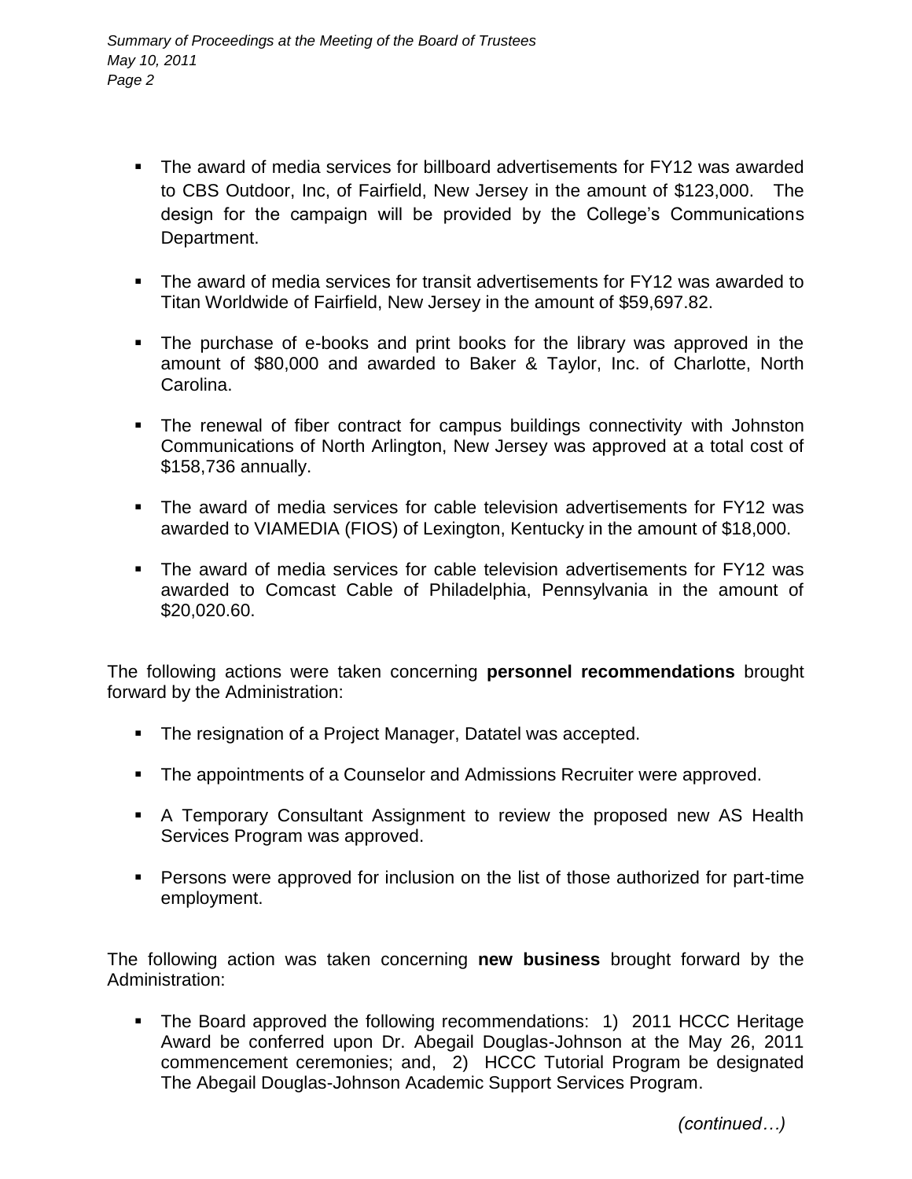- The award of media services for billboard advertisements for FY12 was awarded to CBS Outdoor, Inc, of Fairfield, New Jersey in the amount of $123,000. The design for the campaign will be provided by the College's Communications Department.

- The award of media services for transit advertisements for FY12 was awarded to Titan Worldwide of Fairfield, New Jersey in the amount of $59,697.82.

- The purchase of e-books and print books for the library was approved in the amount of $80,000 and awarded to Baker & Taylor, Inc. of Charlotte, North Carolina.

- The renewal of fiber contract for campus buildings connectivity with Johnston Communications of North Arlington, New Jersey was approved at a total cost of $158,736 annually.

- The award of media services for cable television advertisements for FY12 was awarded to VIAMEDIA (FIOS) of Lexington, Kentucky in the amount of $18,000.

- The award of media services for cable television advertisements for FY12 was awarded to Comcast Cable of Philadelphia, Pennsylvania in the amount of $20,020.60.

The following actions were taken concerning **personnel recommendations** brought forward by the Administration:

- The resignation of a Project Manager, Datatel was accepted.

- The appointments of a Counselor and Admissions Recruiter were approved.

- A Temporary Consultant Assignment to review the proposed new AS Health Services Program was approved.

- Persons were approved for inclusion on the list of those authorized for part-time employment.

The following action was taken concerning **new business** brought forward by the Administration:

- The Board approved the following recommendations: 1) 2011 HCCC Heritage Award be conferred upon Dr. Abegail Douglas-Johnson at the May 26, 2011 commencement ceremonies; and, 2) HCCC Tutorial Program be designated The Abegail Douglas-Johnson Academic Support Services Program.

*(continued…)*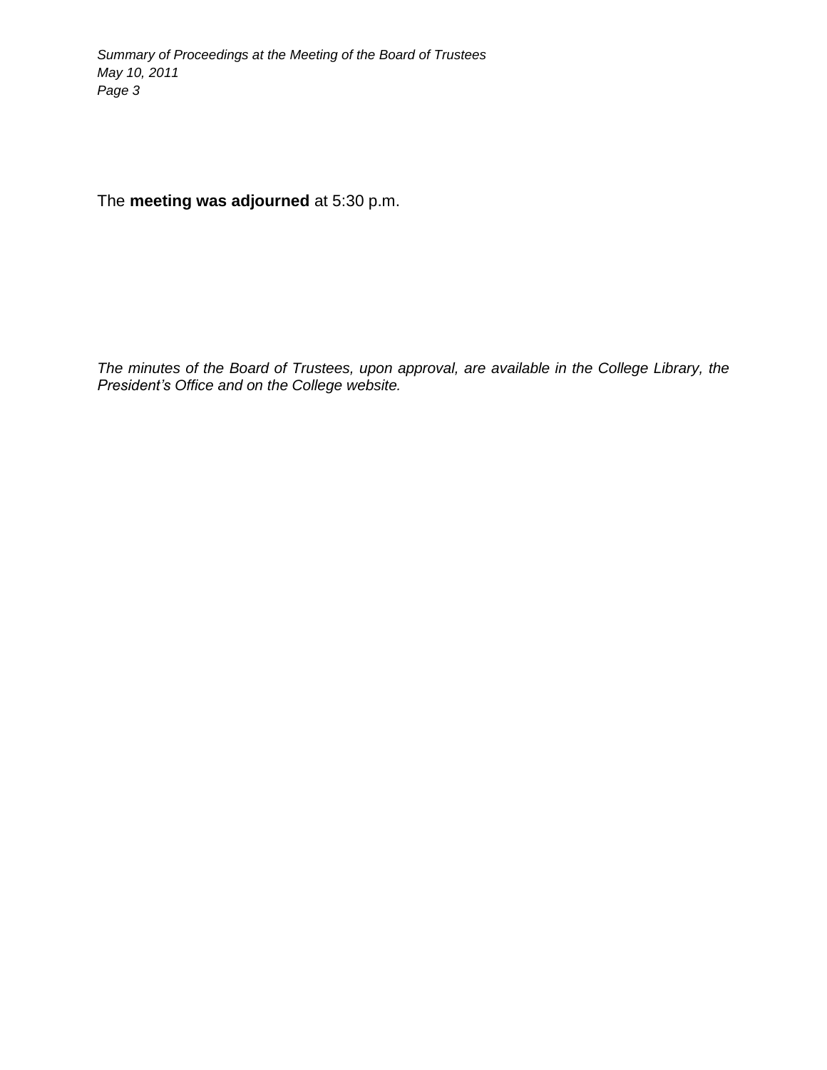The **meeting was adjourned** at 5:30 p.m.

*The minutes of the Board of Trustees, upon approval, are available in the College Library, the President's Office and on the College website.*